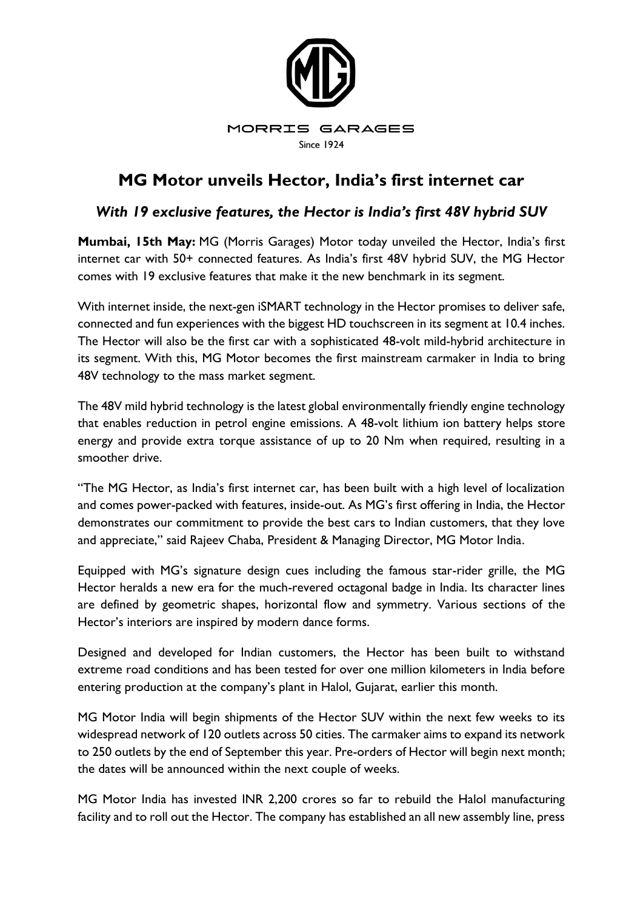MORRIS GARAGES

Since 1924

# MG Motor unveils Hector, India's first internet car

## *With 19 exclusive features, the Hector is India's first 48V hybrid SUV*

**Mumbai, 15th May:** MG (Morris Garages) Motor today unveiled the Hector, India's first internet car with 50+ connected features. As India's first 48V hybrid SUV, the MG Hector comes with 19 exclusive features that make it the new benchmark in its segment.

With internet inside, the next-gen iSMART technology in the Hector promises to deliver safe, connected and fun experiences with the biggest HD touchscreen in its segment at 10.4 inches. The Hector will also be the first car with a sophisticated 48-volt mild-hybrid architecture in its segment. With this, MG Motor becomes the first mainstream carmaker in India to bring 48V technology to the mass market segment.

The 48V mild hybrid technology is the latest global environmentally friendly engine technology that enables reduction in petrol engine emissions. A 48-volt lithium ion battery helps store energy and provide extra torque assistance of up to 20 Nm when required, resulting in a smoother drive.

"The MG Hector, as India's first internet car, has been built with a high level of localization and comes power-packed with features, inside-out. As MG's first offering in India, the Hector demonstrates our commitment to provide the best cars to Indian customers, that they love and appreciate," said Rajeev Chaba, President & Managing Director, MG Motor India.

Equipped with MG's signature design cues including the famous star-rider grille, the MG Hector heralds a new era for the much-revered octagonal badge in India. Its character lines are defined by geometric shapes, horizontal flow and symmetry. Various sections of the Hector's interiors are inspired by modern dance forms.

Designed and developed for Indian customers, the Hector has been built to withstand extreme road conditions and has been tested for over one million kilometers in India before entering production at the company's plant in Halol, Gujarat, earlier this month.

MG Motor India will begin shipments of the Hector SUV within the next few weeks to its widespread network of 120 outlets across 50 cities. The carmaker aims to expand its network to 250 outlets by the end of September this year. Pre-orders of Hector will begin next month; the dates will be announced within the next couple of weeks.

MG Motor India has invested INR 2,200 crores so far to rebuild the Halol manufacturing facility and to roll out the Hector. The company has established an all new assembly line, press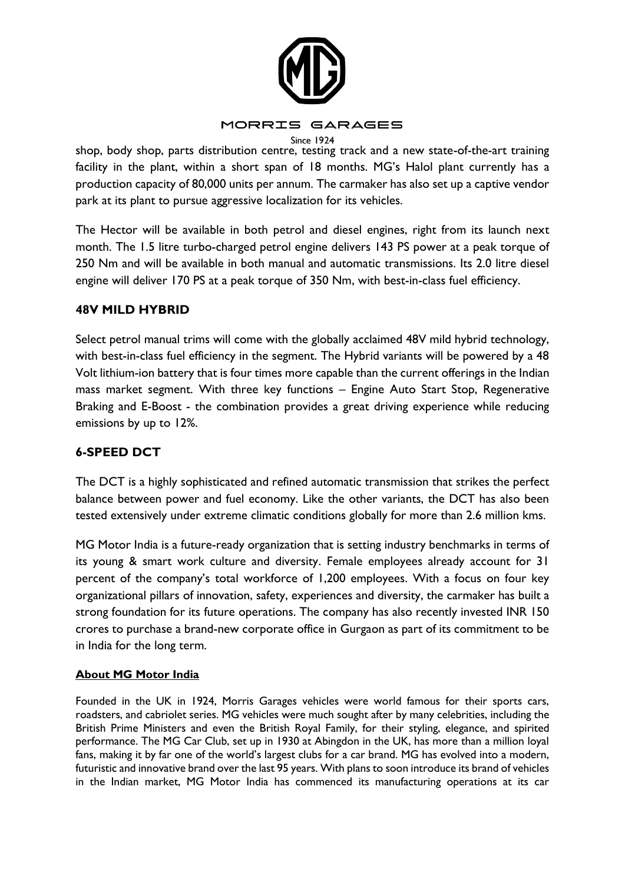shop, body shop, parts distribution centre, testing track and a new state-of-the-art training facility in the plant, within a short span of 18 months. MG's Halol plant currently has a production capacity of 80,000 units per annum. The carmaker has also set up a captive vendor park at its plant to pursue aggressive localization for its vehicles.

The Hector will be available in both petrol and diesel engines, right from its launch next month. The 1.5 litre turbo-charged petrol engine delivers 143 PS power at a peak torque of 250 Nm and will be available in both manual and automatic transmissions. Its 2.0 litre diesel engine will deliver 170 PS at a peak torque of 350 Nm, with best-in-class fuel efficiency.

## 48V MILD HYBRID

Select petrol manual trims will come with the globally acclaimed 48V mild hybrid technology, with best-in-class fuel efficiency in the segment. The Hybrid variants will be powered by a 48 Volt lithium-ion battery that is four times more capable than the current offerings in the Indian mass market segment. With three key functions – Engine Auto Start Stop, Regenerative Braking and E-Boost - the combination provides a great driving experience while reducing emissions by up to 12%.

## 6-SPEED DCT

The DCT is a highly sophisticated and refined automatic transmission that strikes the perfect balance between power and fuel economy. Like the other variants, the DCT has also been tested extensively under extreme climatic conditions globally for more than 2.6 million kms.

MG Motor India is a future-ready organization that is setting industry benchmarks in terms of its young & smart work culture and diversity. Female employees already account for 31 percent of the company's total workforce of 1,200 employees. With a focus on four key organizational pillars of innovation, safety, experiences and diversity, the carmaker has built a strong foundation for its future operations. The company has also recently invested INR 150 crores to purchase a brand-new corporate office in Gurgaon as part of its commitment to be in India for the long term.

**About MG Motor India**

Founded in the UK in 1924, Morris Garages vehicles were world famous for their sports cars, roadsters, and cabriolet series. MG vehicles were much sought after by many celebrities, including the British Prime Ministers and even the British Royal Family, for their styling, elegance, and spirited performance. The MG Car Club, set up in 1930 at Abingdon in the UK, has more than a million loyal fans, making it by far one of the world's largest clubs for a car brand. MG has evolved into a modern, futuristic and innovative brand over the last 95 years. With plans to soon introduce its brand of vehicles in the Indian market, MG Motor India has commenced its manufacturing operations at its car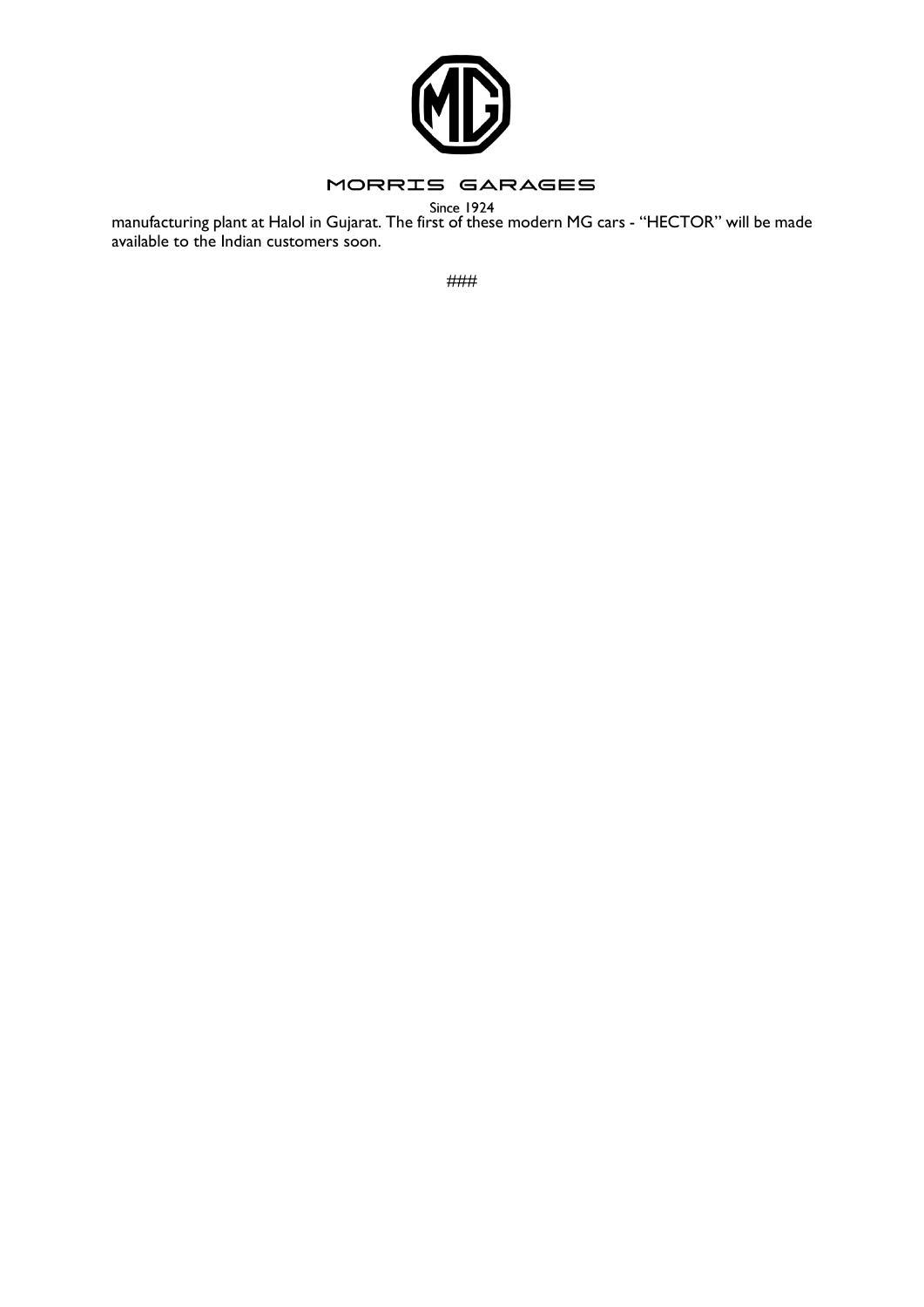manufacturing plant at Halol in Gujarat. The first of these modern MG cars - "HECTOR" will be made available to the Indian customers soon.

###